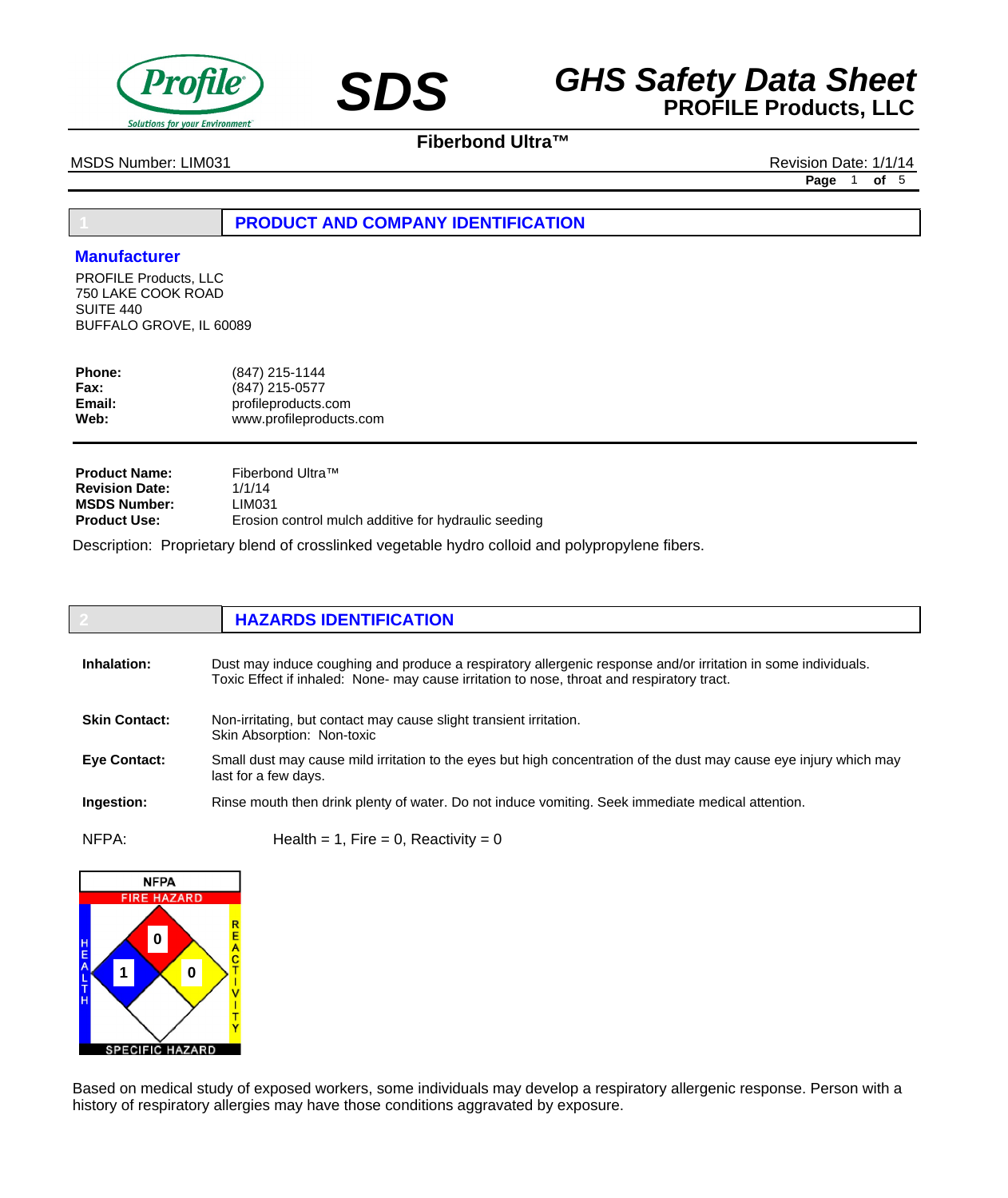# SDS

# GHS Safety Data Sheet
## PROFILE Products, LLC

**Fiberbond Ultra™**

MSDS Number: LIM031 | Revision Date: 1/1/14

## 1 PRODUCT AND COMPANY IDENTIFICATION

### Manufacturer

PROFILE Products, LLC
750 LAKE COOK ROAD
SUITE 440
BUFFALO GROVE, IL 60089

**Phone:** (847) 215-1144
**Fax:** (847) 215-0577
**Email:** profileproducts.com
**Web:** www.profileproducts.com

**Product Name:** Fiberbond Ultra™
**Revision Date:** 1/1/14
**MSDS Number:** LIM031
**Product Use:** Erosion control mulch additive for hydraulic seeding

Description: Proprietary blend of crosslinked vegetable hydro colloid and polypropylene fibers.

## 2 HAZARDS IDENTIFICATION

**Inhalation:** Dust may induce coughing and produce a respiratory allergenic response and/or irritation in some individuals. Toxic Effect if inhaled: None- may cause irritation to nose, throat and respiratory tract.

**Skin Contact:** Non-irritating, but contact may cause slight transient irritation. Skin Absorption: Non-toxic

**Eye Contact:** Small dust may cause mild irritation to the eyes but high concentration of the dust may cause eye injury which may last for a few days.

**Ingestion:** Rinse mouth then drink plenty of water. Do not induce vomiting. Seek immediate medical attention.

NFPA: Health = 1, Fire = 0, Reactivity = 0

NFPA
FIRE HAZARD: 0
HEALTH: 1
REACTIVITY: 0
SPECIFIC HAZARD

Based on medical study of exposed workers, some individuals may develop a respiratory allergenic response. Person with a history of respiratory allergies may have those conditions aggravated by exposure.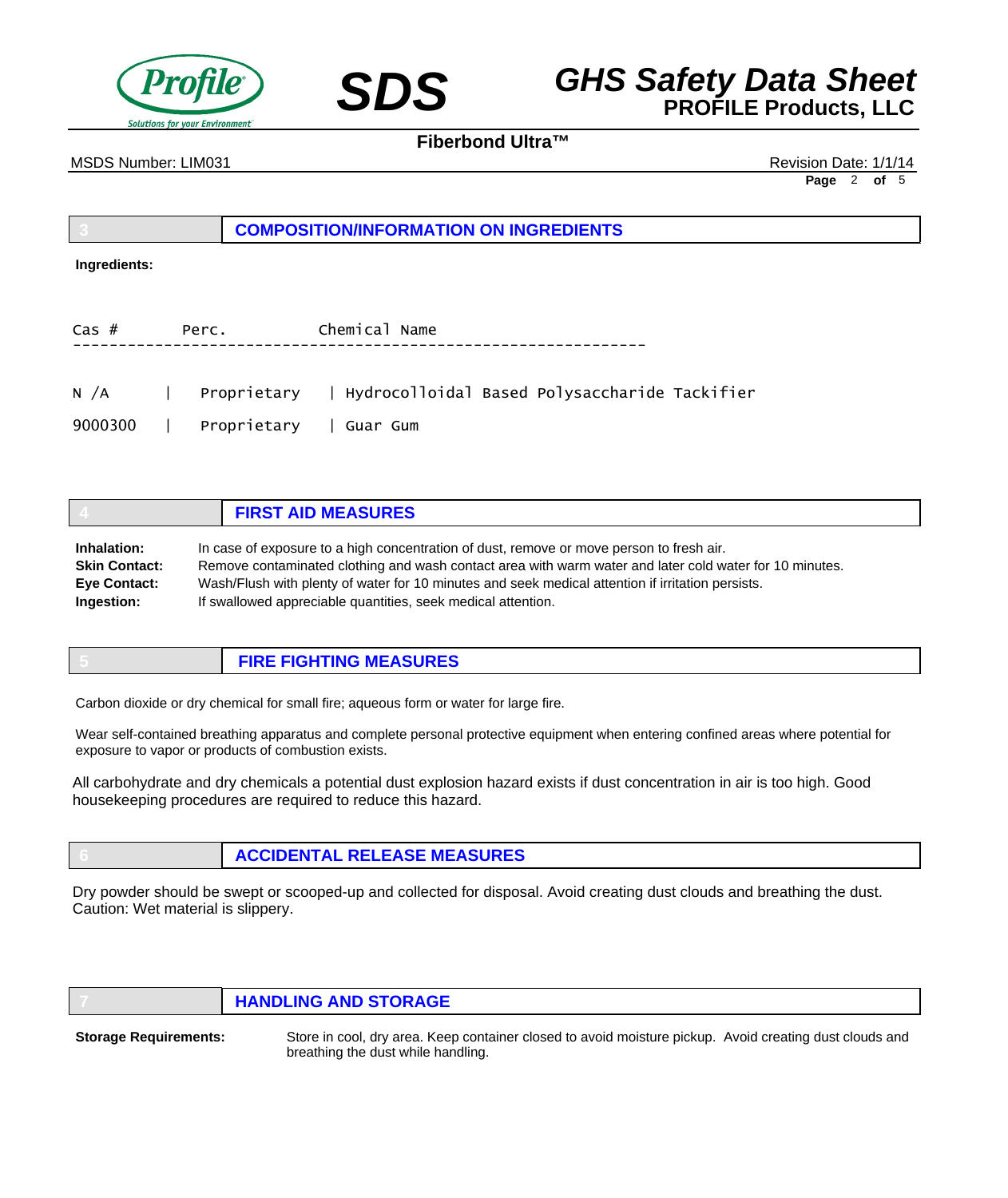## 3 COMPOSITION/INFORMATION ON INGREDIENTS

**Ingredients:**

| Cas # | Perc. | Chemical Name |
|---|---|---|
| N /A | Proprietary | Hydrocolloidal Based Polysaccharide Tackifier |
| 9000300 | Proprietary | Guar Gum |

## 4 FIRST AID MEASURES

**Inhalation:** In case of exposure to a high concentration of dust, remove or move person to fresh air.
**Skin Contact:** Remove contaminated clothing and wash contact area with warm water and later cold water for 10 minutes.
**Eye Contact:** Wash/Flush with plenty of water for 10 minutes and seek medical attention if irritation persists.
**Ingestion:** If swallowed appreciable quantities, seek medical attention.

## 5 FIRE FIGHTING MEASURES

Carbon dioxide or dry chemical for small fire; aqueous form or water for large fire.

Wear self-contained breathing apparatus and complete personal protective equipment when entering confined areas where potential for exposure to vapor or products of combustion exists.

All carbohydrate and dry chemicals a potential dust explosion hazard exists if dust concentration in air is too high. Good housekeeping procedures are required to reduce this hazard.

## 6 ACCIDENTAL RELEASE MEASURES

Dry powder should be swept or scooped-up and collected for disposal. Avoid creating dust clouds and breathing the dust. Caution: Wet material is slippery.

## 7 HANDLING AND STORAGE

**Storage Requirements:** Store in cool, dry area. Keep container closed to avoid moisture pickup. Avoid creating dust clouds and breathing the dust while handling.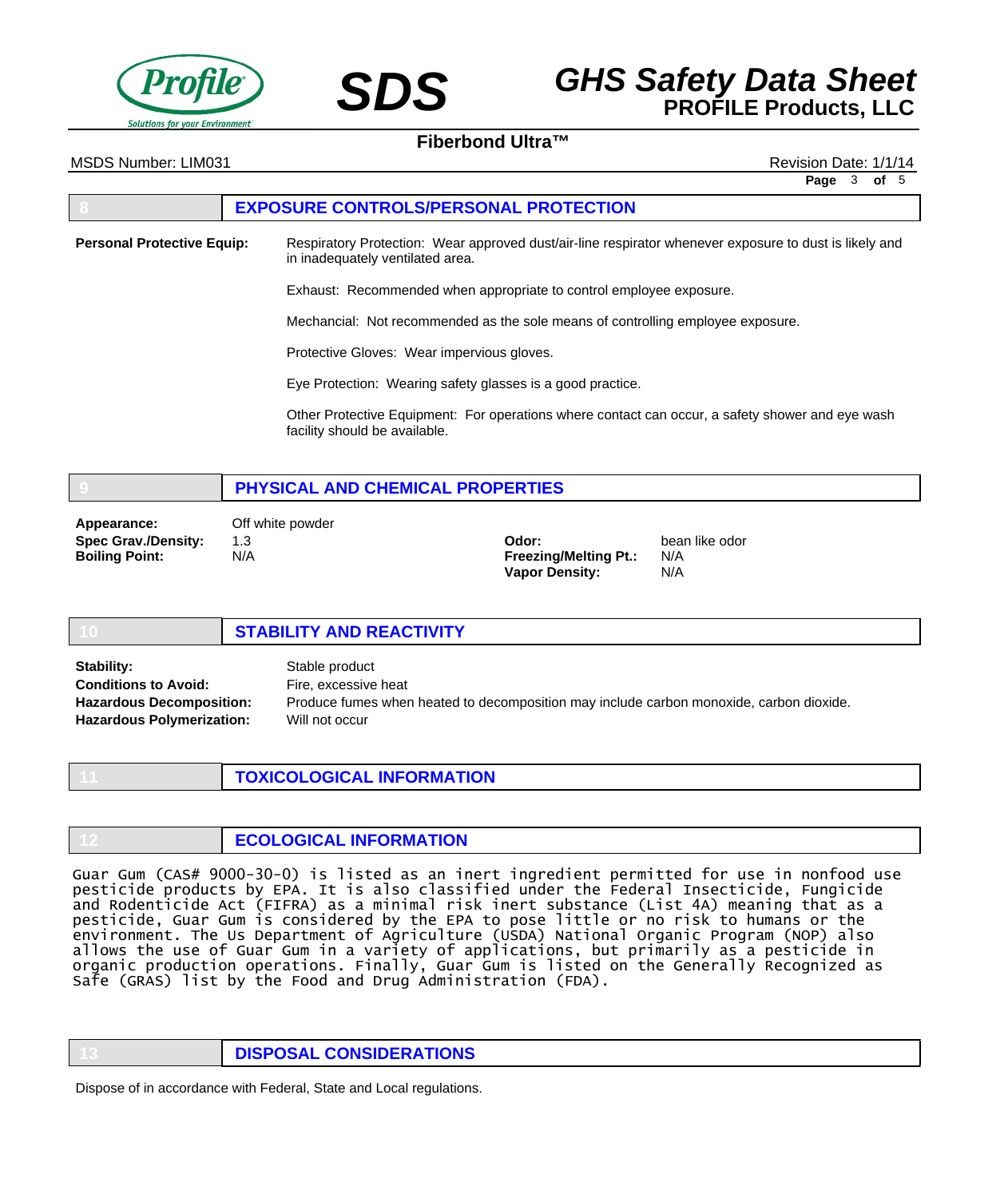## 8 EXPOSURE CONTROLS/PERSONAL PROTECTION

**Personal Protective Equip:**

Respiratory Protection: Wear approved dust/air-line respirator whenever exposure to dust is likely and in inadequately ventilated area.

Exhaust: Recommended when appropriate to control employee exposure.

Mechancial: Not recommended as the sole means of controlling employee exposure.

Protective Gloves: Wear impervious gloves.

Eye Protection: Wearing safety glasses is a good practice.

Other Protective Equipment: For operations where contact can occur, a safety shower and eye wash facility should be available.

## 9 PHYSICAL AND CHEMICAL PROPERTIES

**Appearance:** Off white powder

**Spec Grav./Density:** 1.3

**Boiling Point:** N/A

**Odor:** bean like odor

**Freezing/Melting Pt.:** N/A

**Vapor Density:** N/A

## 10 STABILITY AND REACTIVITY

**Stability:** Stable product

**Conditions to Avoid:** Fire, excessive heat

**Hazardous Decomposition:** Produce fumes when heated to decomposition may include carbon monoxide, carbon dioxide.

**Hazardous Polymerization:** Will not occur

## 11 TOXICOLOGICAL INFORMATION

## 12 ECOLOGICAL INFORMATION

Guar Gum (CAS# 9000-30-0) is listed as an inert ingredient permitted for use in nonfood use pesticide products by EPA. It is also classified under the Federal Insecticide, Fungicide and Rodenticide Act (FIFRA) as a minimal risk inert substance (List 4A) meaning that as a pesticide, Guar Gum is considered by the EPA to pose little or no risk to humans or the environment. The US Department of Agriculture (USDA) National Organic Program (NOP) also allows the use of Guar Gum in a variety of applications, but primarily as a pesticide in organic production operations. Finally, Guar Gum is listed on the Generally Recognized as Safe (GRAS) list by the Food and Drug Administration (FDA).

## 13 DISPOSAL CONSIDERATIONS

Dispose of in accordance with Federal, State and Local regulations.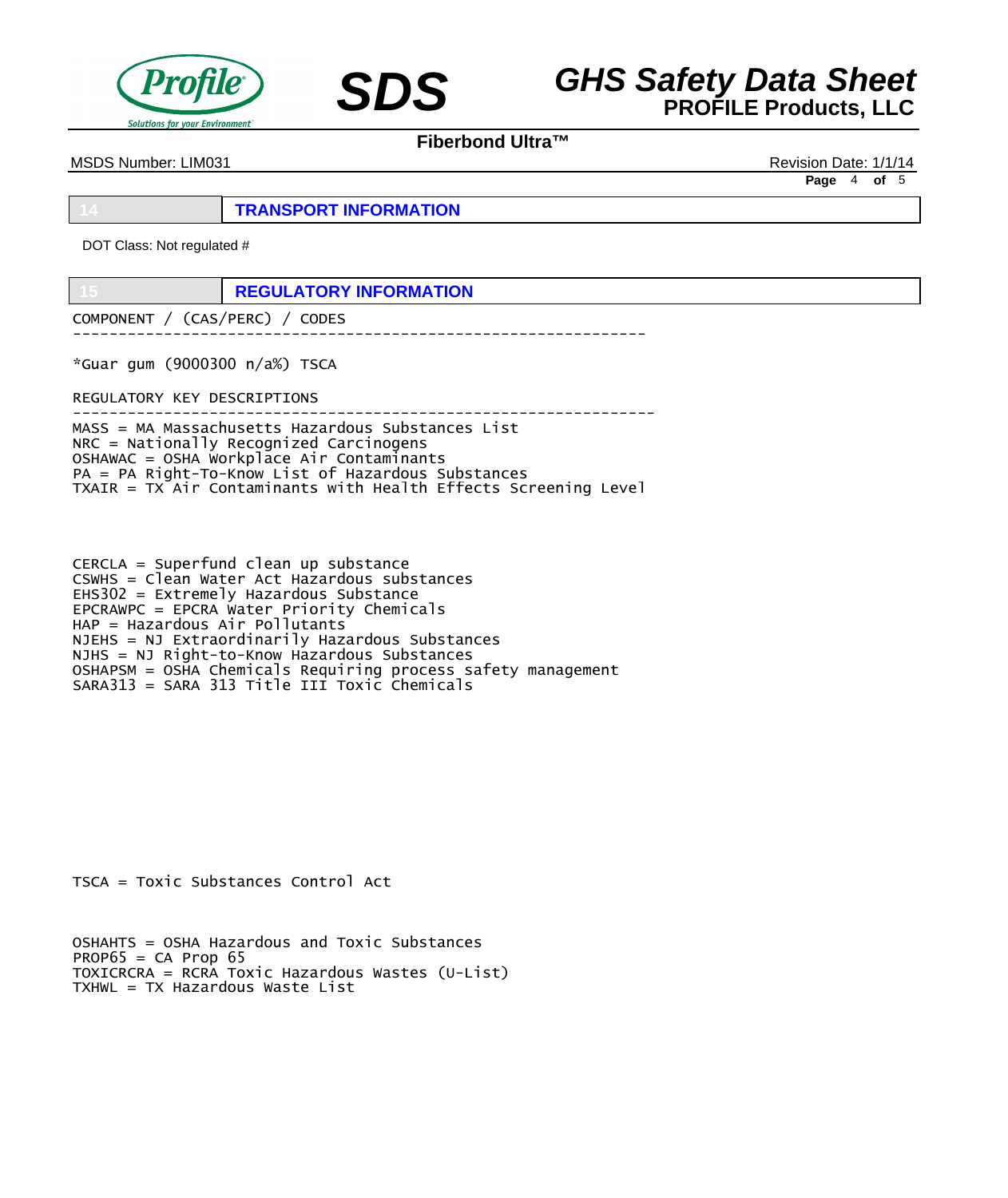## 14 TRANSPORT INFORMATION

DOT Class: Not regulated #

## 15 REGULATORY INFORMATION

```
COMPONENT / (CAS/PERC) / CODES
---------------------------------------------------------------

*Guar gum (9000300 n/a%) TSCA

REGULATORY KEY DESCRIPTIONS
----------------------------------------------------------------
MASS = MA Massachusetts Hazardous Substances List
NRC = Nationally Recognized Carcinogens
OSHAWAC = OSHA Workplace Air Contaminants
PA = PA Right-To-Know List of Hazardous Substances
TXAIR = TX Air Contaminants with Health Effects Screening Level


CERCLA = Superfund clean up substance
CSWHS = Clean Water Act Hazardous substances
EHS302 = Extremely Hazardous Substance
EPCRAWPC = EPCRA Water Priority Chemicals
HAP = Hazardous Air Pollutants
NJEHS = NJ Extraordinarily Hazardous Substances
NJHS = NJ Right-to-Know Hazardous Substances
OSHAPSM = OSHA Chemicals Requiring process safety management
SARA313 = SARA 313 Title III Toxic Chemicals


TSCA = Toxic Substances Control Act


OSHAHTS = OSHA Hazardous and Toxic Substances
PROP65 = CA Prop 65
TOXICRCRA = RCRA Toxic Hazardous Wastes (U-List)
TXHWL = TX Hazardous Waste List
```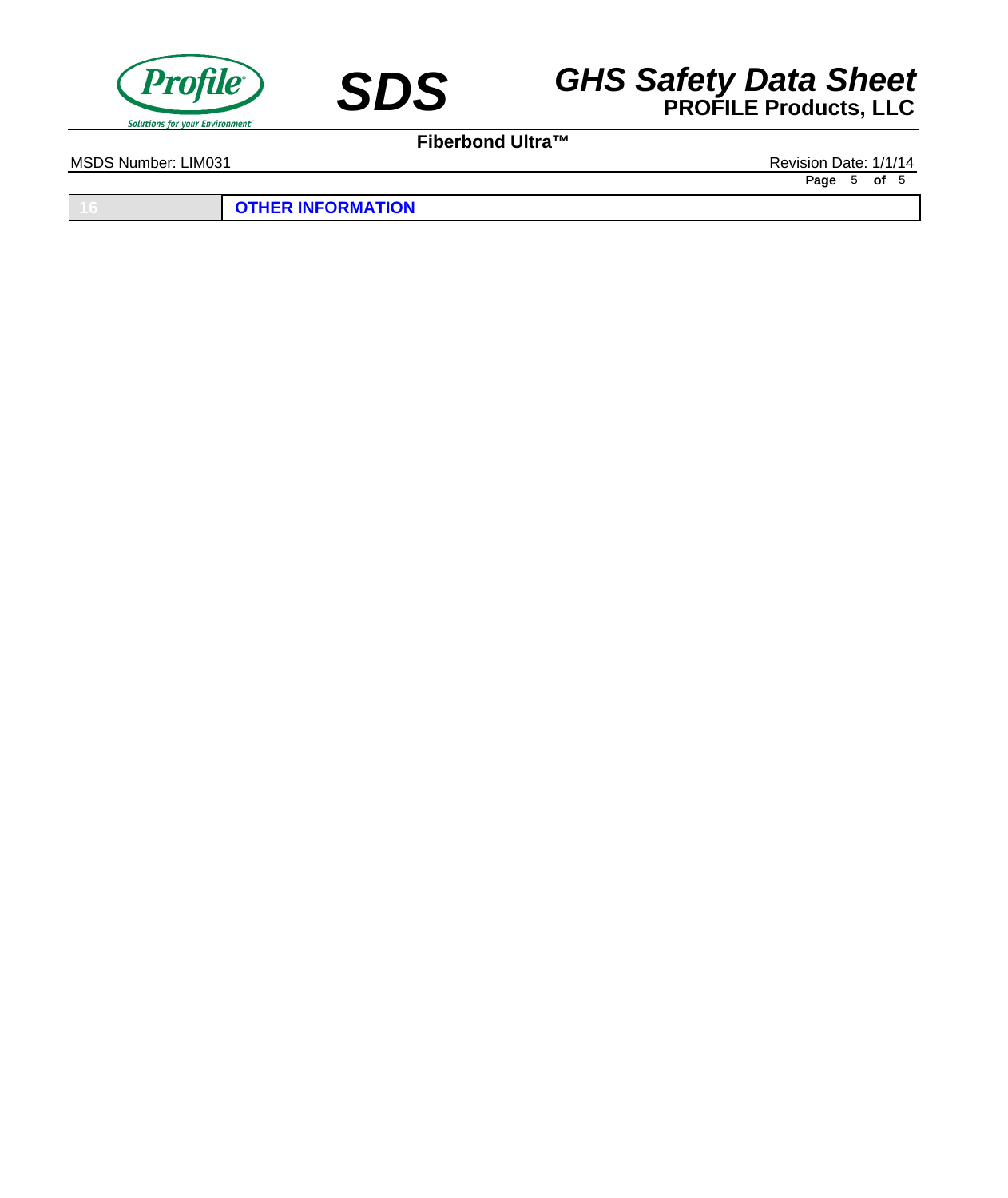| 16 | OTHER INFORMATION |
|---|---|